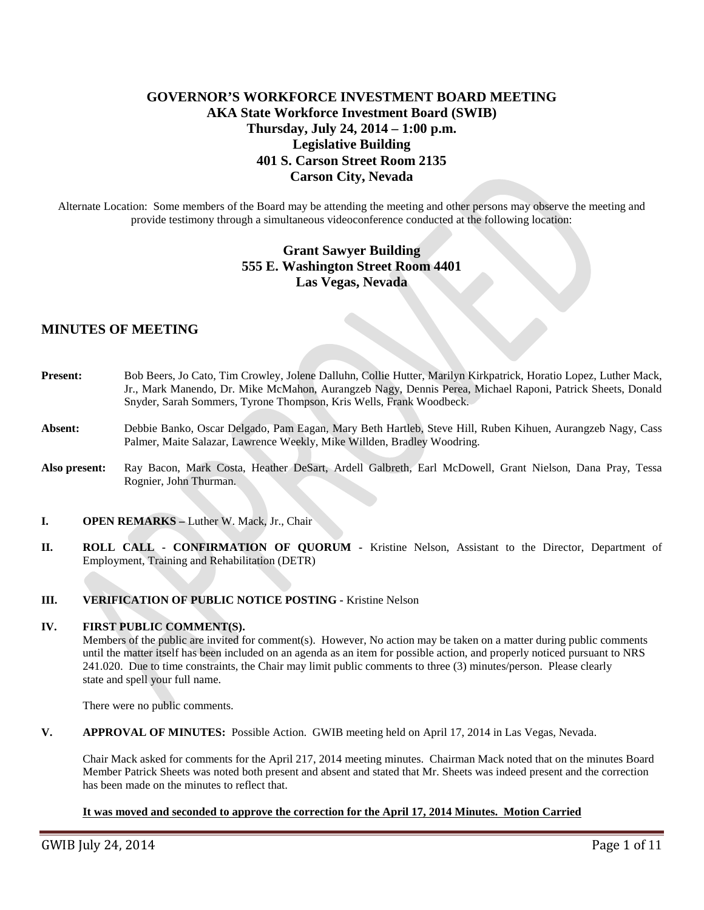# GOVERNOR'S WORKFORCE INVESTMENT BOARD MEETING
## AKA State Workforce Investment Board (SWIB)
## Thursday, July 24, 2014 – 1:00 p.m.
## Legislative Building
## 401 S. Carson Street Room 2135
## Carson City, Nevada

Alternate Location: Some members of the Board may be attending the meeting and other persons may observe the meeting and provide testimony through a simultaneous videoconference conducted at the following location:

**Grant Sawyer Building**
**555 E. Washington Street Room 4401**
**Las Vegas, Nevada**

## MINUTES OF MEETING

**Present:** Bob Beers, Jo Cato, Tim Crowley, Jolene Dalluhn, Collie Hutter, Marilyn Kirkpatrick, Horatio Lopez, Luther Mack, Jr., Mark Manendo, Dr. Mike McMahon, Aurangzeb Nagy, Dennis Perea, Michael Raponi, Patrick Sheets, Donald Snyder, Sarah Sommers, Tyrone Thompson, Kris Wells, Frank Woodbeck.

**Absent:** Debbie Banko, Oscar Delgado, Pam Eagan, Mary Beth Hartleb, Steve Hill, Ruben Kihuen, Aurangzeb Nagy, Cass Palmer, Maite Salazar, Lawrence Weekly, Mike Willden, Bradley Woodring.

**Also present:** Ray Bacon, Mark Costa, Heather DeSart, Ardell Galbreth, Earl McDowell, Grant Nielson, Dana Pray, Tessa Rognier, John Thurman.

**I. OPEN REMARKS –** Luther W. Mack, Jr., Chair

**II. ROLL CALL - CONFIRMATION OF QUORUM -** Kristine Nelson, Assistant to the Director, Department of Employment, Training and Rehabilitation (DETR)

**III. VERIFICATION OF PUBLIC NOTICE POSTING -** Kristine Nelson

**IV. FIRST PUBLIC COMMENT(S).**

Members of the public are invited for comment(s). However, No action may be taken on a matter during public comments until the matter itself has been included on an agenda as an item for possible action, and properly noticed pursuant to NRS 241.020. Due to time constraints, the Chair may limit public comments to three (3) minutes/person. Please clearly state and spell your full name.

There were no public comments.

**V. APPROVAL OF MINUTES:** Possible Action. GWIB meeting held on April 17, 2014 in Las Vegas, Nevada.

Chair Mack asked for comments for the April 217, 2014 meeting minutes. Chairman Mack noted that on the minutes Board Member Patrick Sheets was noted both present and absent and stated that Mr. Sheets was indeed present and the correction has been made on the minutes to reflect that.

**It was moved and seconded to approve the correction for the April 17, 2014 Minutes. Motion Carried**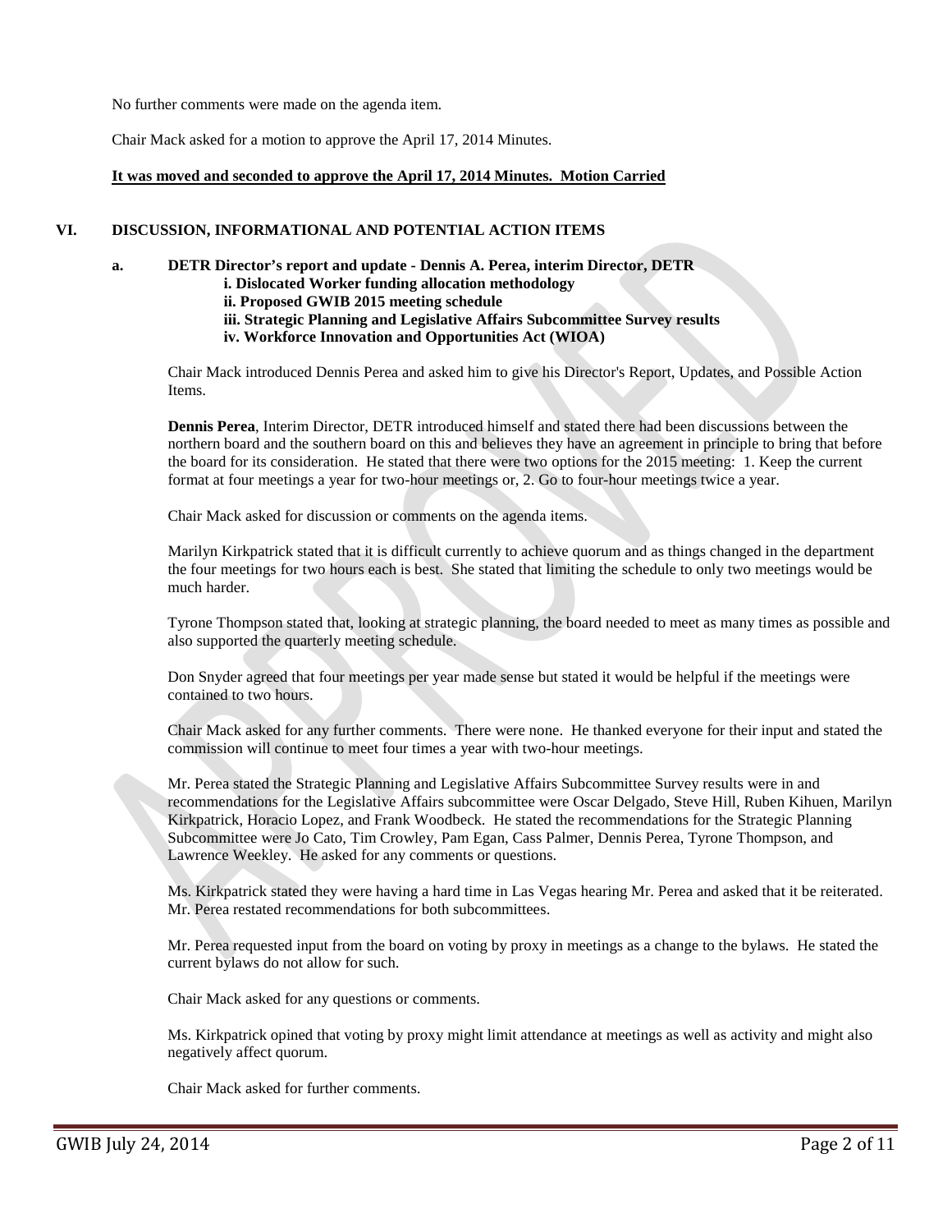No further comments were made on the agenda item.

Chair Mack asked for a motion to approve the April 17, 2014 Minutes.

**It was moved and seconded to approve the April 17, 2014 Minutes. Motion Carried**

## VI. DISCUSSION, INFORMATIONAL AND POTENTIAL ACTION ITEMS

**a. DETR Director's report and update - Dennis A. Perea, interim Director, DETR**
**i. Dislocated Worker funding allocation methodology**
**ii. Proposed GWIB 2015 meeting schedule**
**iii. Strategic Planning and Legislative Affairs Subcommittee Survey results**
**iv. Workforce Innovation and Opportunities Act (WIOA)**

Chair Mack introduced Dennis Perea and asked him to give his Director's Report, Updates, and Possible Action Items.

**Dennis Perea**, Interim Director, DETR introduced himself and stated there had been discussions between the northern board and the southern board on this and believes they have an agreement in principle to bring that before the board for its consideration. He stated that there were two options for the 2015 meeting: 1. Keep the current format at four meetings a year for two-hour meetings or, 2. Go to four-hour meetings twice a year.

Chair Mack asked for discussion or comments on the agenda items.

Marilyn Kirkpatrick stated that it is difficult currently to achieve quorum and as things changed in the department the four meetings for two hours each is best. She stated that limiting the schedule to only two meetings would be much harder.

Tyrone Thompson stated that, looking at strategic planning, the board needed to meet as many times as possible and also supported the quarterly meeting schedule.

Don Snyder agreed that four meetings per year made sense but stated it would be helpful if the meetings were contained to two hours.

Chair Mack asked for any further comments. There were none. He thanked everyone for their input and stated the commission will continue to meet four times a year with two-hour meetings.

Mr. Perea stated the Strategic Planning and Legislative Affairs Subcommittee Survey results were in and recommendations for the Legislative Affairs subcommittee were Oscar Delgado, Steve Hill, Ruben Kihuen, Marilyn Kirkpatrick, Horacio Lopez, and Frank Woodbeck. He stated the recommendations for the Strategic Planning Subcommittee were Jo Cato, Tim Crowley, Pam Egan, Cass Palmer, Dennis Perea, Tyrone Thompson, and Lawrence Weekley. He asked for any comments or questions.

Ms. Kirkpatrick stated they were having a hard time in Las Vegas hearing Mr. Perea and asked that it be reiterated. Mr. Perea restated recommendations for both subcommittees.

Mr. Perea requested input from the board on voting by proxy in meetings as a change to the bylaws. He stated the current bylaws do not allow for such.

Chair Mack asked for any questions or comments.

Ms. Kirkpatrick opined that voting by proxy might limit attendance at meetings as well as activity and might also negatively affect quorum.

Chair Mack asked for further comments.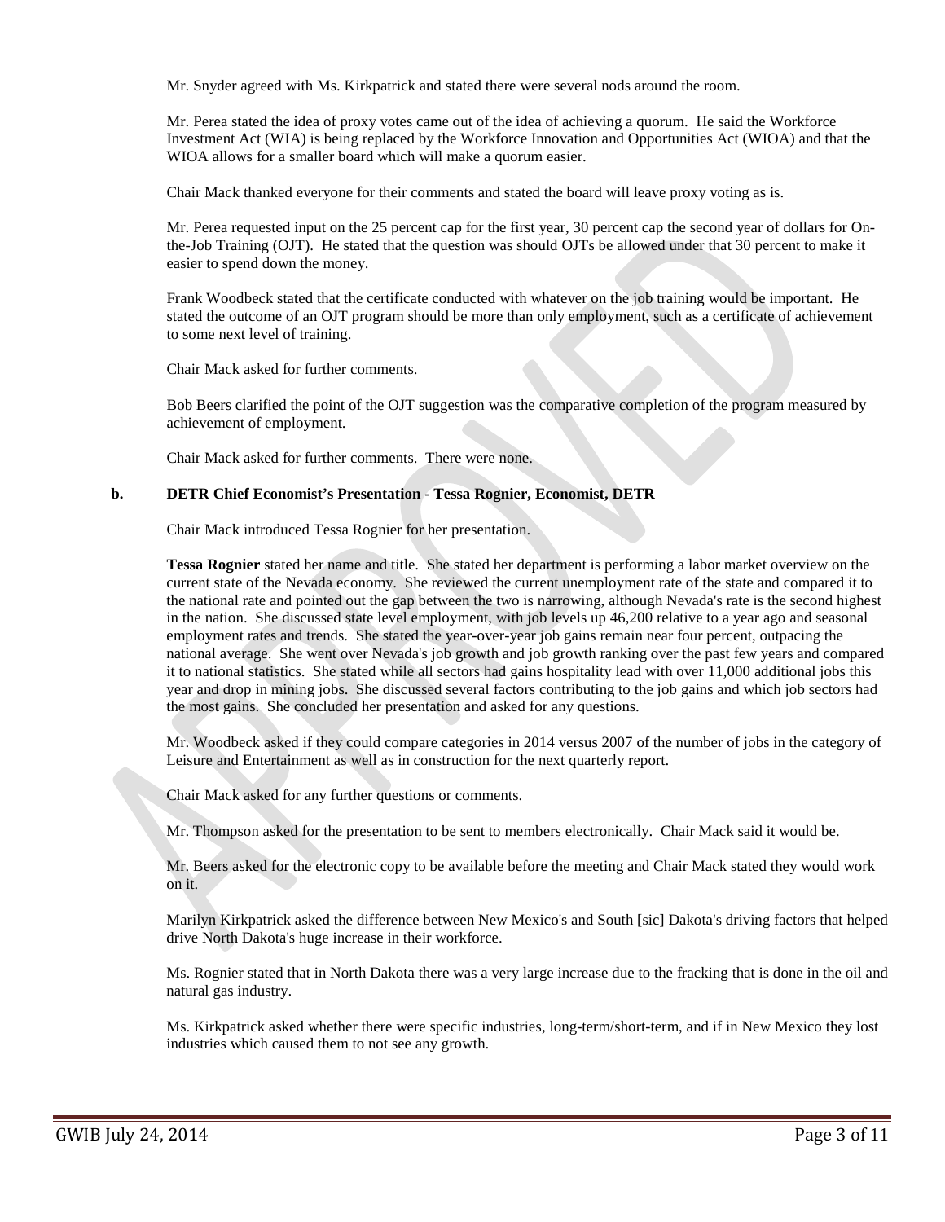Mr. Snyder agreed with Ms. Kirkpatrick and stated there were several nods around the room.

Mr. Perea stated the idea of proxy votes came out of the idea of achieving a quorum. He said the Workforce Investment Act (WIA) is being replaced by the Workforce Innovation and Opportunities Act (WIOA) and that the WIOA allows for a smaller board which will make a quorum easier.

Chair Mack thanked everyone for their comments and stated the board will leave proxy voting as is.

Mr. Perea requested input on the 25 percent cap for the first year, 30 percent cap the second year of dollars for On-the-Job Training (OJT). He stated that the question was should OJTs be allowed under that 30 percent to make it easier to spend down the money.

Frank Woodbeck stated that the certificate conducted with whatever on the job training would be important. He stated the outcome of an OJT program should be more than only employment, such as a certificate of achievement to some next level of training.

Chair Mack asked for further comments.

Bob Beers clarified the point of the OJT suggestion was the comparative completion of the program measured by achievement of employment.

Chair Mack asked for further comments. There were none.

**b. DETR Chief Economist's Presentation - Tessa Rognier, Economist, DETR**

Chair Mack introduced Tessa Rognier for her presentation.

**Tessa Rognier** stated her name and title. She stated her department is performing a labor market overview on the current state of the Nevada economy. She reviewed the current unemployment rate of the state and compared it to the national rate and pointed out the gap between the two is narrowing, although Nevada's rate is the second highest in the nation. She discussed state level employment, with job levels up 46,200 relative to a year ago and seasonal employment rates and trends. She stated the year-over-year job gains remain near four percent, outpacing the national average. She went over Nevada's job growth and job growth ranking over the past few years and compared it to national statistics. She stated while all sectors had gains hospitality lead with over 11,000 additional jobs this year and drop in mining jobs. She discussed several factors contributing to the job gains and which job sectors had the most gains. She concluded her presentation and asked for any questions.

Mr. Woodbeck asked if they could compare categories in 2014 versus 2007 of the number of jobs in the category of Leisure and Entertainment as well as in construction for the next quarterly report.

Chair Mack asked for any further questions or comments.

Mr. Thompson asked for the presentation to be sent to members electronically. Chair Mack said it would be.

Mr. Beers asked for the electronic copy to be available before the meeting and Chair Mack stated they would work on it.

Marilyn Kirkpatrick asked the difference between New Mexico's and South [sic] Dakota's driving factors that helped drive North Dakota's huge increase in their workforce.

Ms. Rognier stated that in North Dakota there was a very large increase due to the fracking that is done in the oil and natural gas industry.

Ms. Kirkpatrick asked whether there were specific industries, long-term/short-term, and if in New Mexico they lost industries which caused them to not see any growth.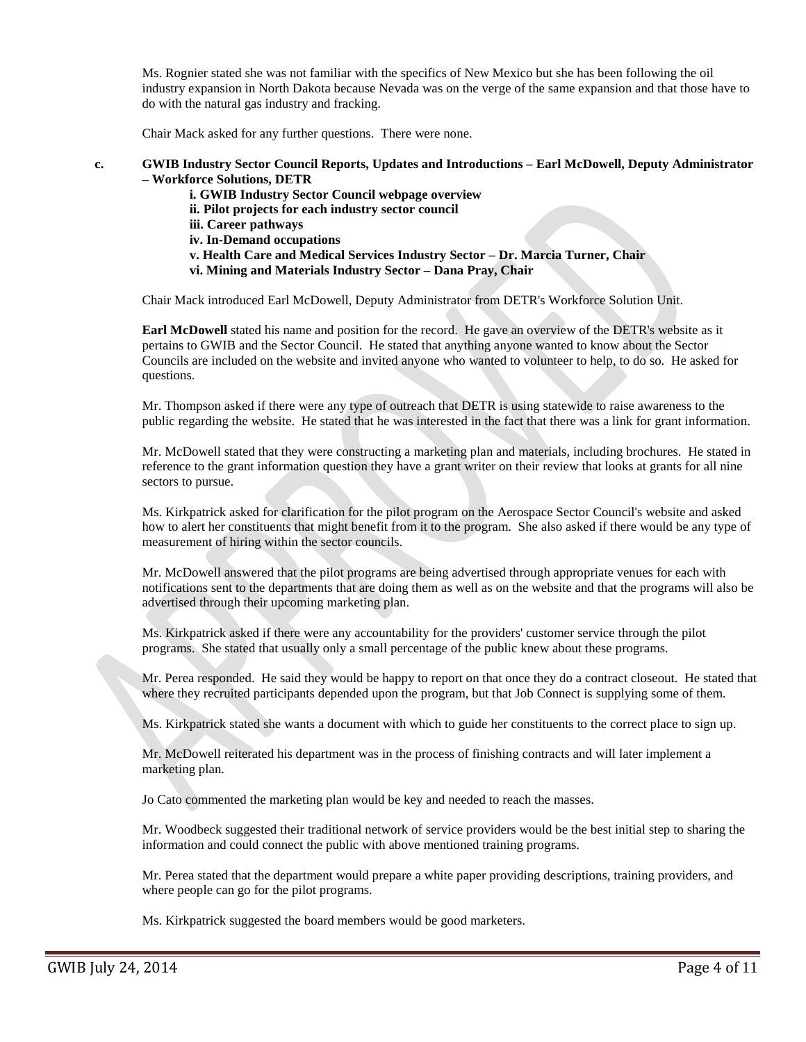Ms. Rognier stated she was not familiar with the specifics of New Mexico but she has been following the oil industry expansion in North Dakota because Nevada was on the verge of the same expansion and that those have to do with the natural gas industry and fracking.

Chair Mack asked for any further questions. There were none.

**c. GWIB Industry Sector Council Reports, Updates and Introductions – Earl McDowell, Deputy Administrator – Workforce Solutions, DETR**

**i. GWIB Industry Sector Council webpage overview**
**ii. Pilot projects for each industry sector council**
**iii. Career pathways**
**iv. In-Demand occupations**
**v. Health Care and Medical Services Industry Sector – Dr. Marcia Turner, Chair**
**vi. Mining and Materials Industry Sector – Dana Pray, Chair**

Chair Mack introduced Earl McDowell, Deputy Administrator from DETR's Workforce Solution Unit.

**Earl McDowell** stated his name and position for the record. He gave an overview of the DETR's website as it pertains to GWIB and the Sector Council. He stated that anything anyone wanted to know about the Sector Councils are included on the website and invited anyone who wanted to volunteer to help, to do so. He asked for questions.

Mr. Thompson asked if there were any type of outreach that DETR is using statewide to raise awareness to the public regarding the website. He stated that he was interested in the fact that there was a link for grant information.

Mr. McDowell stated that they were constructing a marketing plan and materials, including brochures. He stated in reference to the grant information question they have a grant writer on their review that looks at grants for all nine sectors to pursue.

Ms. Kirkpatrick asked for clarification for the pilot program on the Aerospace Sector Council's website and asked how to alert her constituents that might benefit from it to the program. She also asked if there would be any type of measurement of hiring within the sector councils.

Mr. McDowell answered that the pilot programs are being advertised through appropriate venues for each with notifications sent to the departments that are doing them as well as on the website and that the programs will also be advertised through their upcoming marketing plan.

Ms. Kirkpatrick asked if there were any accountability for the providers' customer service through the pilot programs. She stated that usually only a small percentage of the public knew about these programs.

Mr. Perea responded. He said they would be happy to report on that once they do a contract closeout. He stated that where they recruited participants depended upon the program, but that Job Connect is supplying some of them.

Ms. Kirkpatrick stated she wants a document with which to guide her constituents to the correct place to sign up.

Mr. McDowell reiterated his department was in the process of finishing contracts and will later implement a marketing plan.

Jo Cato commented the marketing plan would be key and needed to reach the masses.

Mr. Woodbeck suggested their traditional network of service providers would be the best initial step to sharing the information and could connect the public with above mentioned training programs.

Mr. Perea stated that the department would prepare a white paper providing descriptions, training providers, and where people can go for the pilot programs.

Ms. Kirkpatrick suggested the board members would be good marketers.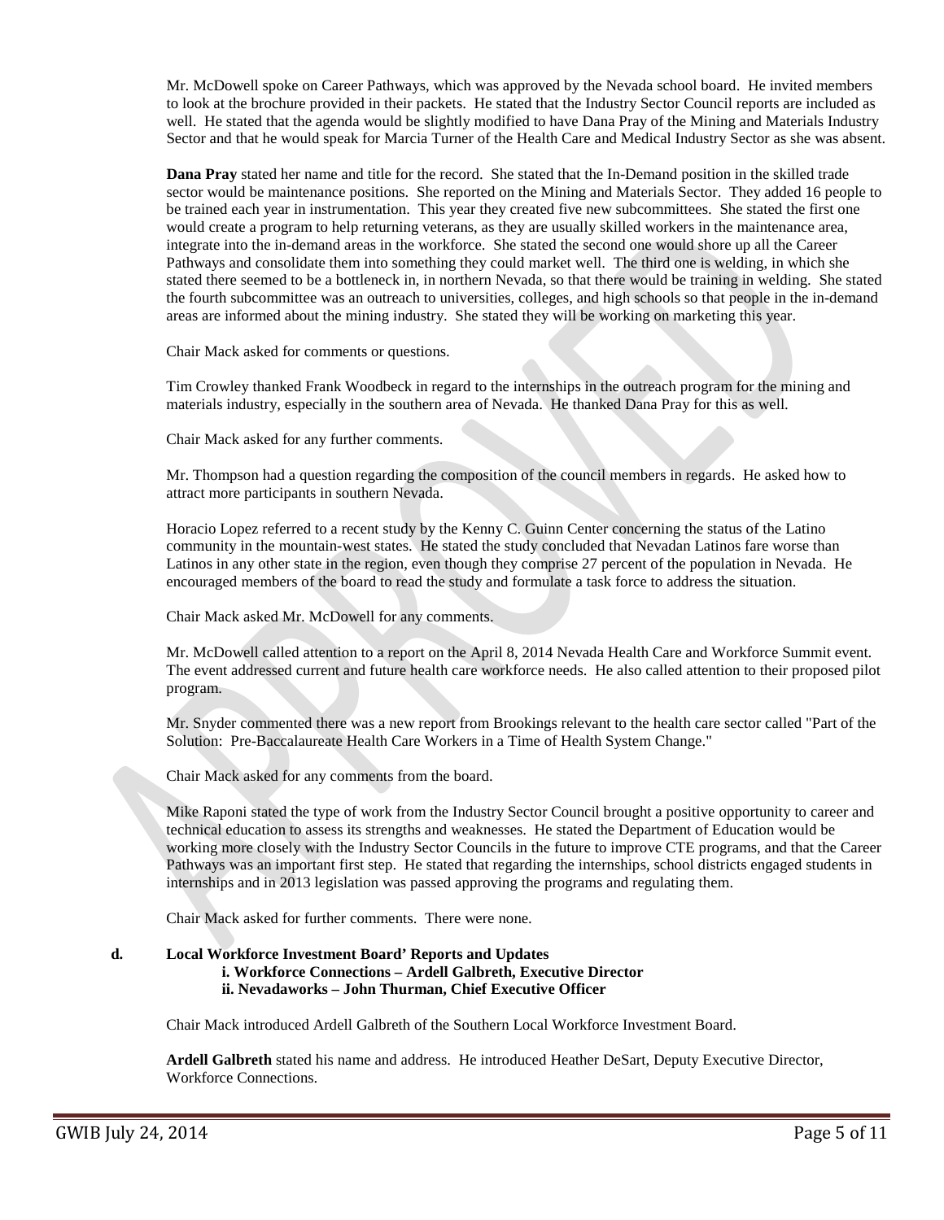Mr. McDowell spoke on Career Pathways, which was approved by the Nevada school board. He invited members to look at the brochure provided in their packets. He stated that the Industry Sector Council reports are included as well. He stated that the agenda would be slightly modified to have Dana Pray of the Mining and Materials Industry Sector and that he would speak for Marcia Turner of the Health Care and Medical Industry Sector as she was absent.

**Dana Pray** stated her name and title for the record. She stated that the In-Demand position in the skilled trade sector would be maintenance positions. She reported on the Mining and Materials Sector. They added 16 people to be trained each year in instrumentation. This year they created five new subcommittees. She stated the first one would create a program to help returning veterans, as they are usually skilled workers in the maintenance area, integrate into the in-demand areas in the workforce. She stated the second one would shore up all the Career Pathways and consolidate them into something they could market well. The third one is welding, in which she stated there seemed to be a bottleneck in, in northern Nevada, so that there would be training in welding. She stated the fourth subcommittee was an outreach to universities, colleges, and high schools so that people in the in-demand areas are informed about the mining industry. She stated they will be working on marketing this year.

Chair Mack asked for comments or questions.

Tim Crowley thanked Frank Woodbeck in regard to the internships in the outreach program for the mining and materials industry, especially in the southern area of Nevada. He thanked Dana Pray for this as well.

Chair Mack asked for any further comments.

Mr. Thompson had a question regarding the composition of the council members in regards. He asked how to attract more participants in southern Nevada.

Horacio Lopez referred to a recent study by the Kenny C. Guinn Center concerning the status of the Latino community in the mountain-west states. He stated the study concluded that Nevadan Latinos fare worse than Latinos in any other state in the region, even though they comprise 27 percent of the population in Nevada. He encouraged members of the board to read the study and formulate a task force to address the situation.

Chair Mack asked Mr. McDowell for any comments.

Mr. McDowell called attention to a report on the April 8, 2014 Nevada Health Care and Workforce Summit event. The event addressed current and future health care workforce needs. He also called attention to their proposed pilot program.

Mr. Snyder commented there was a new report from Brookings relevant to the health care sector called "Part of the Solution: Pre-Baccalaureate Health Care Workers in a Time of Health System Change."

Chair Mack asked for any comments from the board.

Mike Raponi stated the type of work from the Industry Sector Council brought a positive opportunity to career and technical education to assess its strengths and weaknesses. He stated the Department of Education would be working more closely with the Industry Sector Councils in the future to improve CTE programs, and that the Career Pathways was an important first step. He stated that regarding the internships, school districts engaged students in internships and in 2013 legislation was passed approving the programs and regulating them.

Chair Mack asked for further comments. There were none.

**d. Local Workforce Investment Board' Reports and Updates**
**i. Workforce Connections – Ardell Galbreth, Executive Director**
**ii. Nevadaworks – John Thurman, Chief Executive Officer**

Chair Mack introduced Ardell Galbreth of the Southern Local Workforce Investment Board.

**Ardell Galbreth** stated his name and address. He introduced Heather DeSart, Deputy Executive Director, Workforce Connections.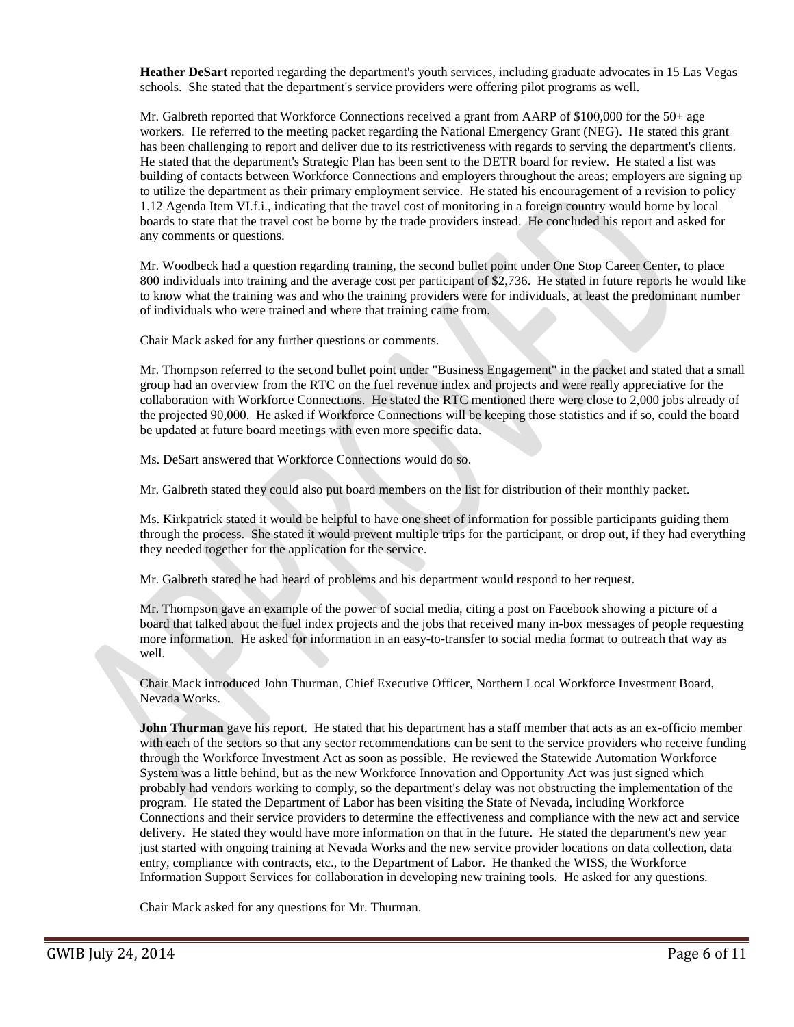**Heather DeSart** reported regarding the department's youth services, including graduate advocates in 15 Las Vegas schools. She stated that the department's service providers were offering pilot programs as well.

Mr. Galbreth reported that Workforce Connections received a grant from AARP of $100,000 for the 50+ age workers. He referred to the meeting packet regarding the National Emergency Grant (NEG). He stated this grant has been challenging to report and deliver due to its restrictiveness with regards to serving the department's clients. He stated that the department's Strategic Plan has been sent to the DETR board for review. He stated a list was building of contacts between Workforce Connections and employers throughout the areas; employers are signing up to utilize the department as their primary employment service. He stated his encouragement of a revision to policy 1.12 Agenda Item VI.f.i., indicating that the travel cost of monitoring in a foreign country would borne by local boards to state that the travel cost be borne by the trade providers instead. He concluded his report and asked for any comments or questions.

Mr. Woodbeck had a question regarding training, the second bullet point under One Stop Career Center, to place 800 individuals into training and the average cost per participant of $2,736. He stated in future reports he would like to know what the training was and who the training providers were for individuals, at least the predominant number of individuals who were trained and where that training came from.

Chair Mack asked for any further questions or comments.

Mr. Thompson referred to the second bullet point under "Business Engagement" in the packet and stated that a small group had an overview from the RTC on the fuel revenue index and projects and were really appreciative for the collaboration with Workforce Connections. He stated the RTC mentioned there were close to 2,000 jobs already of the projected 90,000. He asked if Workforce Connections will be keeping those statistics and if so, could the board be updated at future board meetings with even more specific data.

Ms. DeSart answered that Workforce Connections would do so.

Mr. Galbreth stated they could also put board members on the list for distribution of their monthly packet.

Ms. Kirkpatrick stated it would be helpful to have one sheet of information for possible participants guiding them through the process. She stated it would prevent multiple trips for the participant, or drop out, if they had everything they needed together for the application for the service.

Mr. Galbreth stated he had heard of problems and his department would respond to her request.

Mr. Thompson gave an example of the power of social media, citing a post on Facebook showing a picture of a board that talked about the fuel index projects and the jobs that received many in-box messages of people requesting more information. He asked for information in an easy-to-transfer to social media format to outreach that way as well.

Chair Mack introduced John Thurman, Chief Executive Officer, Northern Local Workforce Investment Board, Nevada Works.

**John Thurman** gave his report. He stated that his department has a staff member that acts as an ex-officio member with each of the sectors so that any sector recommendations can be sent to the service providers who receive funding through the Workforce Investment Act as soon as possible. He reviewed the Statewide Automation Workforce System was a little behind, but as the new Workforce Innovation and Opportunity Act was just signed which probably had vendors working to comply, so the department's delay was not obstructing the implementation of the program. He stated the Department of Labor has been visiting the State of Nevada, including Workforce Connections and their service providers to determine the effectiveness and compliance with the new act and service delivery. He stated they would have more information on that in the future. He stated the department's new year just started with ongoing training at Nevada Works and the new service provider locations on data collection, data entry, compliance with contracts, etc., to the Department of Labor. He thanked the WISS, the Workforce Information Support Services for collaboration in developing new training tools. He asked for any questions.

Chair Mack asked for any questions for Mr. Thurman.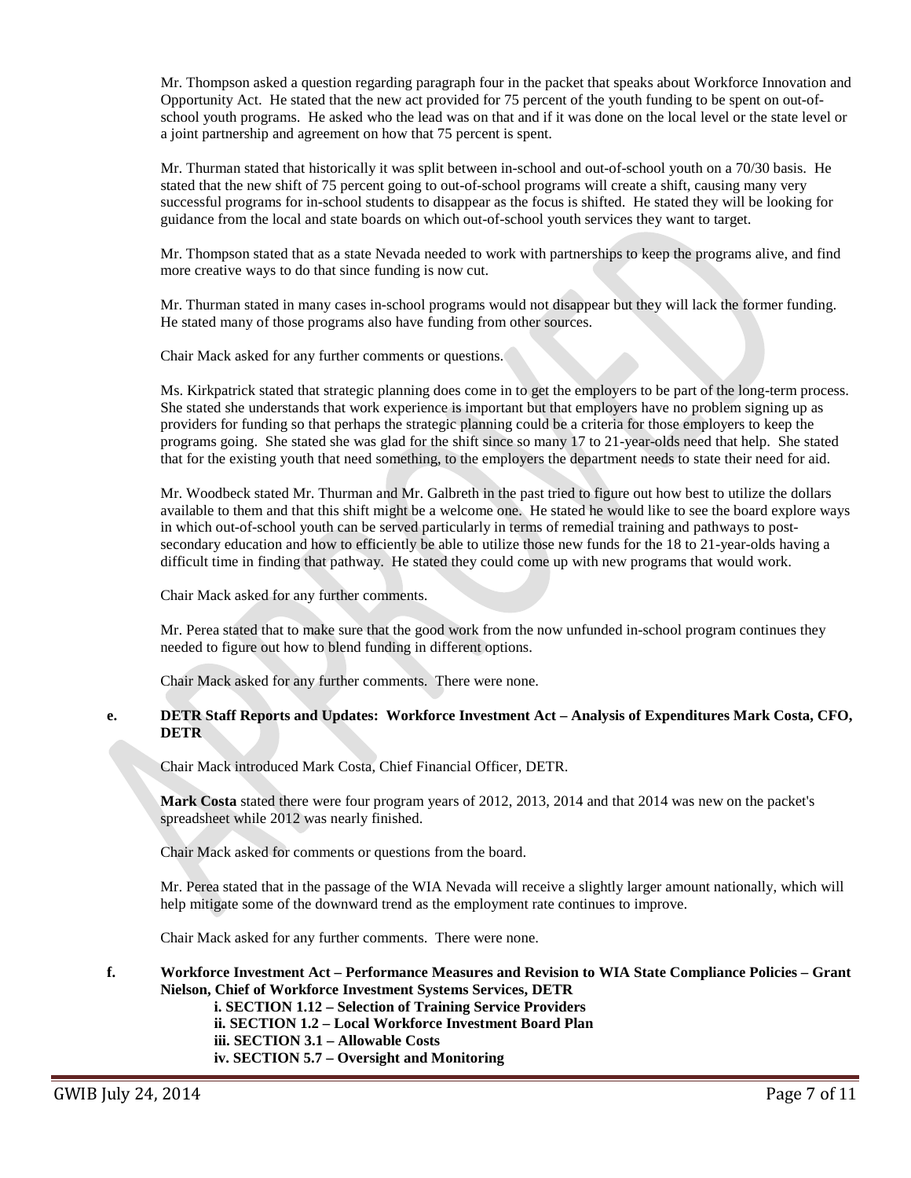Mr. Thompson asked a question regarding paragraph four in the packet that speaks about Workforce Innovation and Opportunity Act. He stated that the new act provided for 75 percent of the youth funding to be spent on out-of-school youth programs. He asked who the lead was on that and if it was done on the local level or the state level or a joint partnership and agreement on how that 75 percent is spent.

Mr. Thurman stated that historically it was split between in-school and out-of-school youth on a 70/30 basis. He stated that the new shift of 75 percent going to out-of-school programs will create a shift, causing many very successful programs for in-school students to disappear as the focus is shifted. He stated they will be looking for guidance from the local and state boards on which out-of-school youth services they want to target.

Mr. Thompson stated that as a state Nevada needed to work with partnerships to keep the programs alive, and find more creative ways to do that since funding is now cut.

Mr. Thurman stated in many cases in-school programs would not disappear but they will lack the former funding. He stated many of those programs also have funding from other sources.

Chair Mack asked for any further comments or questions.

Ms. Kirkpatrick stated that strategic planning does come in to get the employers to be part of the long-term process. She stated she understands that work experience is important but that employers have no problem signing up as providers for funding so that perhaps the strategic planning could be a criteria for those employers to keep the programs going. She stated she was glad for the shift since so many 17 to 21-year-olds need that help. She stated that for the existing youth that need something, to the employers the department needs to state their need for aid.

Mr. Woodbeck stated Mr. Thurman and Mr. Galbreth in the past tried to figure out how best to utilize the dollars available to them and that this shift might be a welcome one. He stated he would like to see the board explore ways in which out-of-school youth can be served particularly in terms of remedial training and pathways to post-secondary education and how to efficiently be able to utilize those new funds for the 18 to 21-year-olds having a difficult time in finding that pathway. He stated they could come up with new programs that would work.

Chair Mack asked for any further comments.

Mr. Perea stated that to make sure that the good work from the now unfunded in-school program continues they needed to figure out how to blend funding in different options.

Chair Mack asked for any further comments. There were none.

**e. DETR Staff Reports and Updates: Workforce Investment Act – Analysis of Expenditures Mark Costa, CFO, DETR**

Chair Mack introduced Mark Costa, Chief Financial Officer, DETR.

**Mark Costa** stated there were four program years of 2012, 2013, 2014 and that 2014 was new on the packet's spreadsheet while 2012 was nearly finished.

Chair Mack asked for comments or questions from the board.

Mr. Perea stated that in the passage of the WIA Nevada will receive a slightly larger amount nationally, which will help mitigate some of the downward trend as the employment rate continues to improve.

Chair Mack asked for any further comments. There were none.

**f. Workforce Investment Act – Performance Measures and Revision to WIA State Compliance Policies – Grant Nielson, Chief of Workforce Investment Systems Services, DETR**

- **i. SECTION 1.12 – Selection of Training Service Providers**
- **ii. SECTION 1.2 – Local Workforce Investment Board Plan**
- **iii. SECTION 3.1 – Allowable Costs**
- **iv. SECTION 5.7 – Oversight and Monitoring**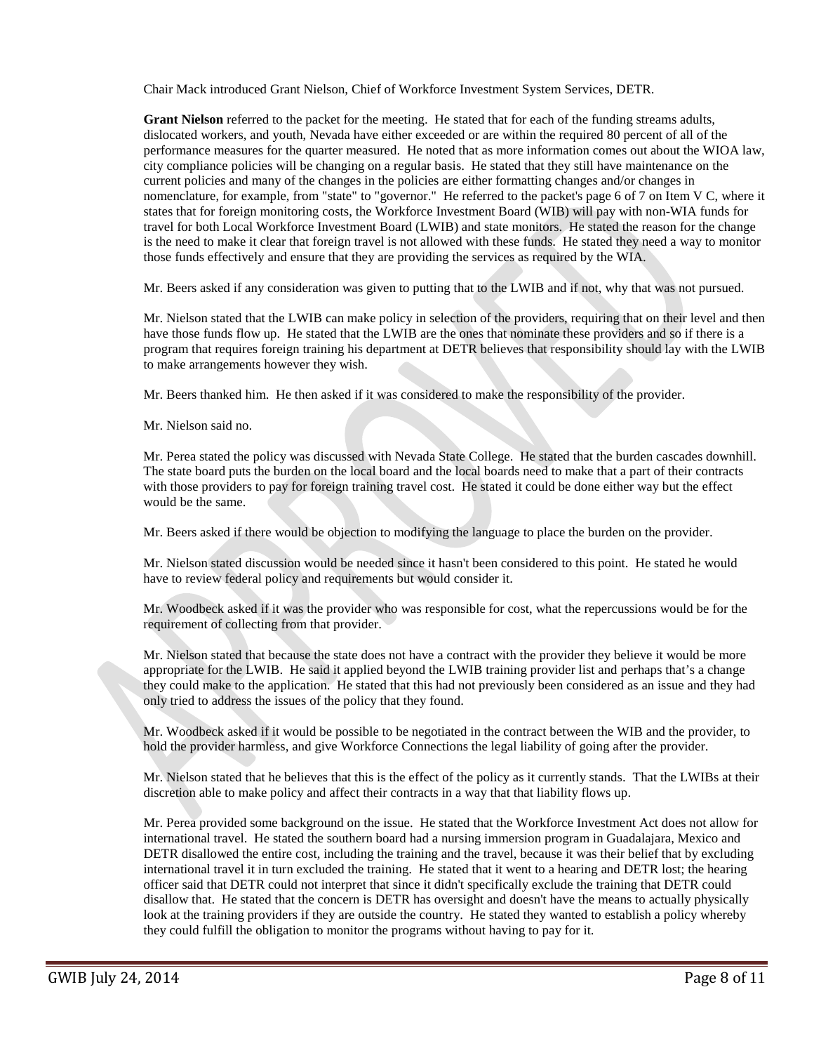Chair Mack introduced Grant Nielson, Chief of Workforce Investment System Services, DETR.

**Grant Nielson** referred to the packet for the meeting. He stated that for each of the funding streams adults, dislocated workers, and youth, Nevada have either exceeded or are within the required 80 percent of all of the performance measures for the quarter measured. He noted that as more information comes out about the WIOA law, city compliance policies will be changing on a regular basis. He stated that they still have maintenance on the current policies and many of the changes in the policies are either formatting changes and/or changes in nomenclature, for example, from "state" to "governor." He referred to the packet's page 6 of 7 on Item V C, where it states that for foreign monitoring costs, the Workforce Investment Board (WIB) will pay with non-WIA funds for travel for both Local Workforce Investment Board (LWIB) and state monitors. He stated the reason for the change is the need to make it clear that foreign travel is not allowed with these funds. He stated they need a way to monitor those funds effectively and ensure that they are providing the services as required by the WIA.

Mr. Beers asked if any consideration was given to putting that to the LWIB and if not, why that was not pursued.

Mr. Nielson stated that the LWIB can make policy in selection of the providers, requiring that on their level and then have those funds flow up. He stated that the LWIB are the ones that nominate these providers and so if there is a program that requires foreign training his department at DETR believes that responsibility should lay with the LWIB to make arrangements however they wish.

Mr. Beers thanked him. He then asked if it was considered to make the responsibility of the provider.

Mr. Nielson said no.

Mr. Perea stated the policy was discussed with Nevada State College. He stated that the burden cascades downhill. The state board puts the burden on the local board and the local boards need to make that a part of their contracts with those providers to pay for foreign training travel cost. He stated it could be done either way but the effect would be the same.

Mr. Beers asked if there would be objection to modifying the language to place the burden on the provider.

Mr. Nielson stated discussion would be needed since it hasn't been considered to this point. He stated he would have to review federal policy and requirements but would consider it.

Mr. Woodbeck asked if it was the provider who was responsible for cost, what the repercussions would be for the requirement of collecting from that provider.

Mr. Nielson stated that because the state does not have a contract with the provider they believe it would be more appropriate for the LWIB. He said it applied beyond the LWIB training provider list and perhaps that's a change they could make to the application. He stated that this had not previously been considered as an issue and they had only tried to address the issues of the policy that they found.

Mr. Woodbeck asked if it would be possible to be negotiated in the contract between the WIB and the provider, to hold the provider harmless, and give Workforce Connections the legal liability of going after the provider.

Mr. Nielson stated that he believes that this is the effect of the policy as it currently stands. That the LWIBs at their discretion able to make policy and affect their contracts in a way that that liability flows up.

Mr. Perea provided some background on the issue. He stated that the Workforce Investment Act does not allow for international travel. He stated the southern board had a nursing immersion program in Guadalajara, Mexico and DETR disallowed the entire cost, including the training and the travel, because it was their belief that by excluding international travel it in turn excluded the training. He stated that it went to a hearing and DETR lost; the hearing officer said that DETR could not interpret that since it didn't specifically exclude the training that DETR could disallow that. He stated that the concern is DETR has oversight and doesn't have the means to actually physically look at the training providers if they are outside the country. He stated they wanted to establish a policy whereby they could fulfill the obligation to monitor the programs without having to pay for it.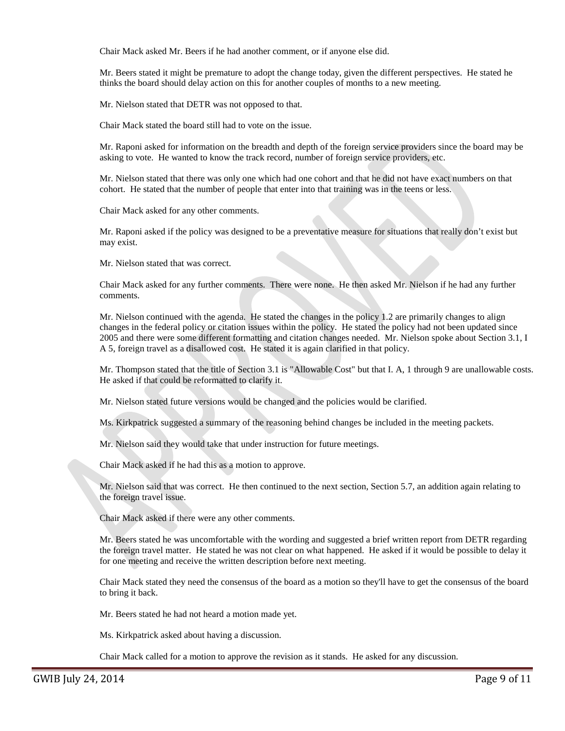Chair Mack asked Mr. Beers if he had another comment, or if anyone else did.

Mr. Beers stated it might be premature to adopt the change today, given the different perspectives. He stated he thinks the board should delay action on this for another couples of months to a new meeting.

Mr. Nielson stated that DETR was not opposed to that.

Chair Mack stated the board still had to vote on the issue.

Mr. Raponi asked for information on the breadth and depth of the foreign service providers since the board may be asking to vote. He wanted to know the track record, number of foreign service providers, etc.

Mr. Nielson stated that there was only one which had one cohort and that he did not have exact numbers on that cohort. He stated that the number of people that enter into that training was in the teens or less.

Chair Mack asked for any other comments.

Mr. Raponi asked if the policy was designed to be a preventative measure for situations that really don't exist but may exist.

Mr. Nielson stated that was correct.

Chair Mack asked for any further comments. There were none. He then asked Mr. Nielson if he had any further comments.

Mr. Nielson continued with the agenda. He stated the changes in the policy 1.2 are primarily changes to align changes in the federal policy or citation issues within the policy. He stated the policy had not been updated since 2005 and there were some different formatting and citation changes needed. Mr. Nielson spoke about Section 3.1, I A 5, foreign travel as a disallowed cost. He stated it is again clarified in that policy.

Mr. Thompson stated that the title of Section 3.1 is "Allowable Cost" but that I. A, 1 through 9 are unallowable costs. He asked if that could be reformatted to clarify it.

Mr. Nielson stated future versions would be changed and the policies would be clarified.

Ms. Kirkpatrick suggested a summary of the reasoning behind changes be included in the meeting packets.

Mr. Nielson said they would take that under instruction for future meetings.

Chair Mack asked if he had this as a motion to approve.

Mr. Nielson said that was correct. He then continued to the next section, Section 5.7, an addition again relating to the foreign travel issue.

Chair Mack asked if there were any other comments.

Mr. Beers stated he was uncomfortable with the wording and suggested a brief written report from DETR regarding the foreign travel matter. He stated he was not clear on what happened. He asked if it would be possible to delay it for one meeting and receive the written description before next meeting.

Chair Mack stated they need the consensus of the board as a motion so they'll have to get the consensus of the board to bring it back.

Mr. Beers stated he had not heard a motion made yet.

Ms. Kirkpatrick asked about having a discussion.

Chair Mack called for a motion to approve the revision as it stands. He asked for any discussion.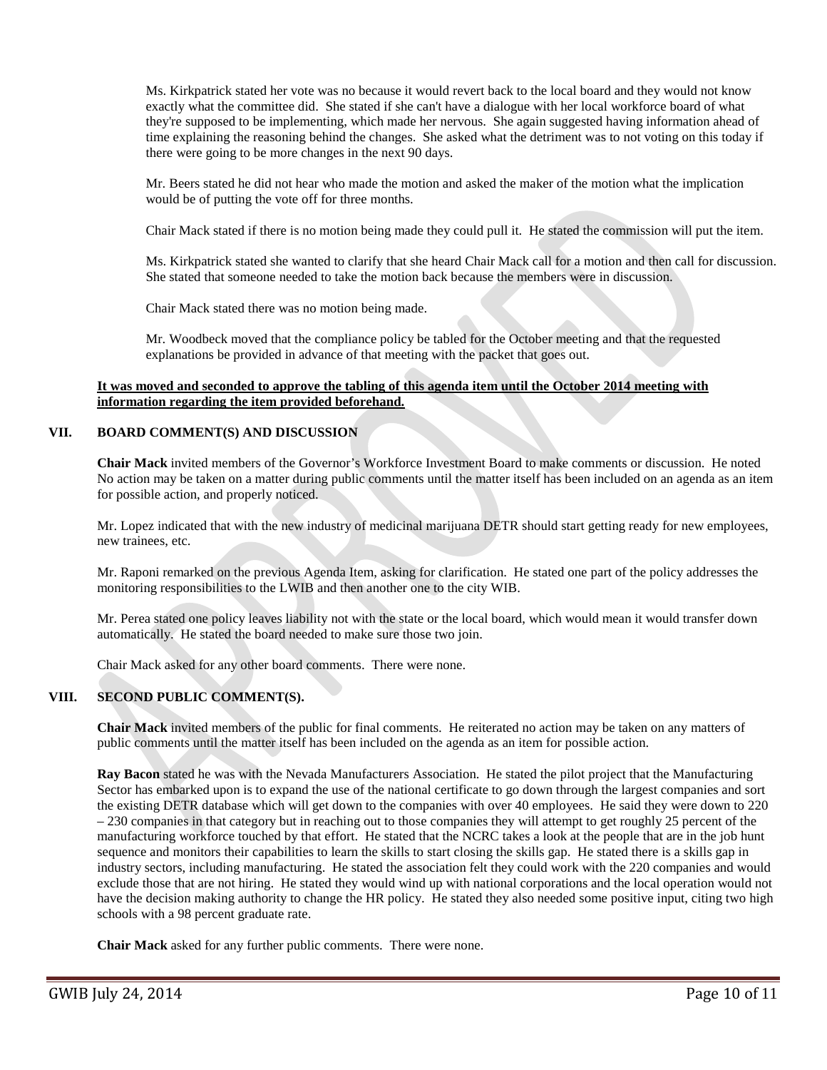Ms. Kirkpatrick stated her vote was no because it would revert back to the local board and they would not know exactly what the committee did. She stated if she can't have a dialogue with her local workforce board of what they're supposed to be implementing, which made her nervous. She again suggested having information ahead of time explaining the reasoning behind the changes. She asked what the detriment was to not voting on this today if there were going to be more changes in the next 90 days.

Mr. Beers stated he did not hear who made the motion and asked the maker of the motion what the implication would be of putting the vote off for three months.

Chair Mack stated if there is no motion being made they could pull it. He stated the commission will put the item.

Ms. Kirkpatrick stated she wanted to clarify that she heard Chair Mack call for a motion and then call for discussion. She stated that someone needed to take the motion back because the members were in discussion.

Chair Mack stated there was no motion being made.

Mr. Woodbeck moved that the compliance policy be tabled for the October meeting and that the requested explanations be provided in advance of that meeting with the packet that goes out.

**It was moved and seconded to approve the tabling of this agenda item until the October 2014 meeting with information regarding the item provided beforehand.**

## VII. BOARD COMMENT(S) AND DISCUSSION

**Chair Mack** invited members of the Governor's Workforce Investment Board to make comments or discussion. He noted No action may be taken on a matter during public comments until the matter itself has been included on an agenda as an item for possible action, and properly noticed.

Mr. Lopez indicated that with the new industry of medicinal marijuana DETR should start getting ready for new employees, new trainees, etc.

Mr. Raponi remarked on the previous Agenda Item, asking for clarification. He stated one part of the policy addresses the monitoring responsibilities to the LWIB and then another one to the city WIB.

Mr. Perea stated one policy leaves liability not with the state or the local board, which would mean it would transfer down automatically. He stated the board needed to make sure those two join.

Chair Mack asked for any other board comments. There were none.

## VIII. SECOND PUBLIC COMMENT(S).

**Chair Mack** invited members of the public for final comments. He reiterated no action may be taken on any matters of public comments until the matter itself has been included on the agenda as an item for possible action.

**Ray Bacon** stated he was with the Nevada Manufacturers Association. He stated the pilot project that the Manufacturing Sector has embarked upon is to expand the use of the national certificate to go down through the largest companies and sort the existing DETR database which will get down to the companies with over 40 employees. He said they were down to 220 – 230 companies in that category but in reaching out to those companies they will attempt to get roughly 25 percent of the manufacturing workforce touched by that effort. He stated that the NCRC takes a look at the people that are in the job hunt sequence and monitors their capabilities to learn the skills to start closing the skills gap. He stated there is a skills gap in industry sectors, including manufacturing. He stated the association felt they could work with the 220 companies and would exclude those that are not hiring. He stated they would wind up with national corporations and the local operation would not have the decision making authority to change the HR policy. He stated they also needed some positive input, citing two high schools with a 98 percent graduate rate.

**Chair Mack** asked for any further public comments. There were none.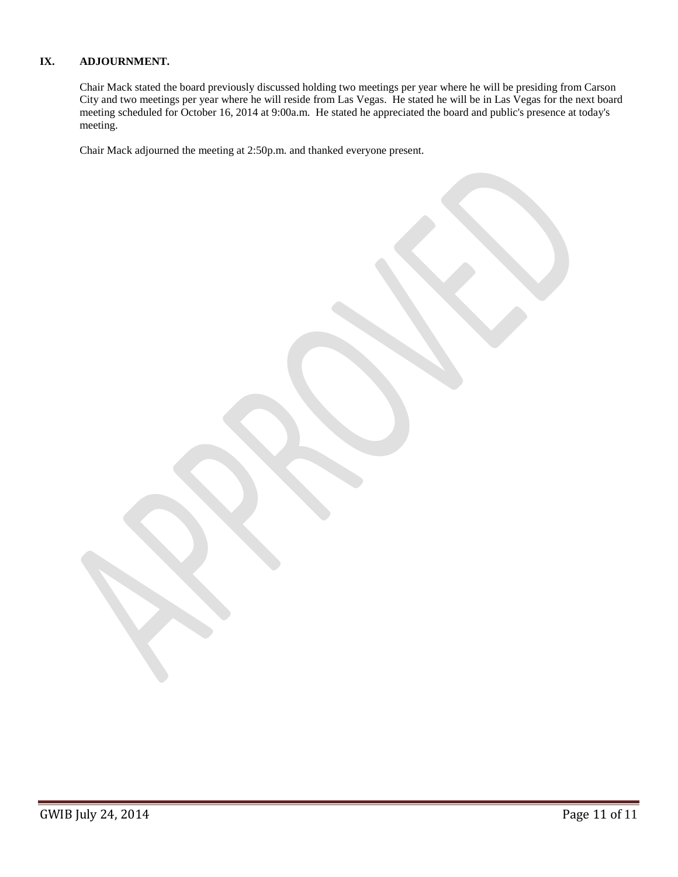## IX. ADJOURNMENT.

Chair Mack stated the board previously discussed holding two meetings per year where he will be presiding from Carson City and two meetings per year where he will reside from Las Vegas. He stated he will be in Las Vegas for the next board meeting scheduled for October 16, 2014 at 9:00a.m. He stated he appreciated the board and public's presence at today's meeting.

Chair Mack adjourned the meeting at 2:50p.m. and thanked everyone present.